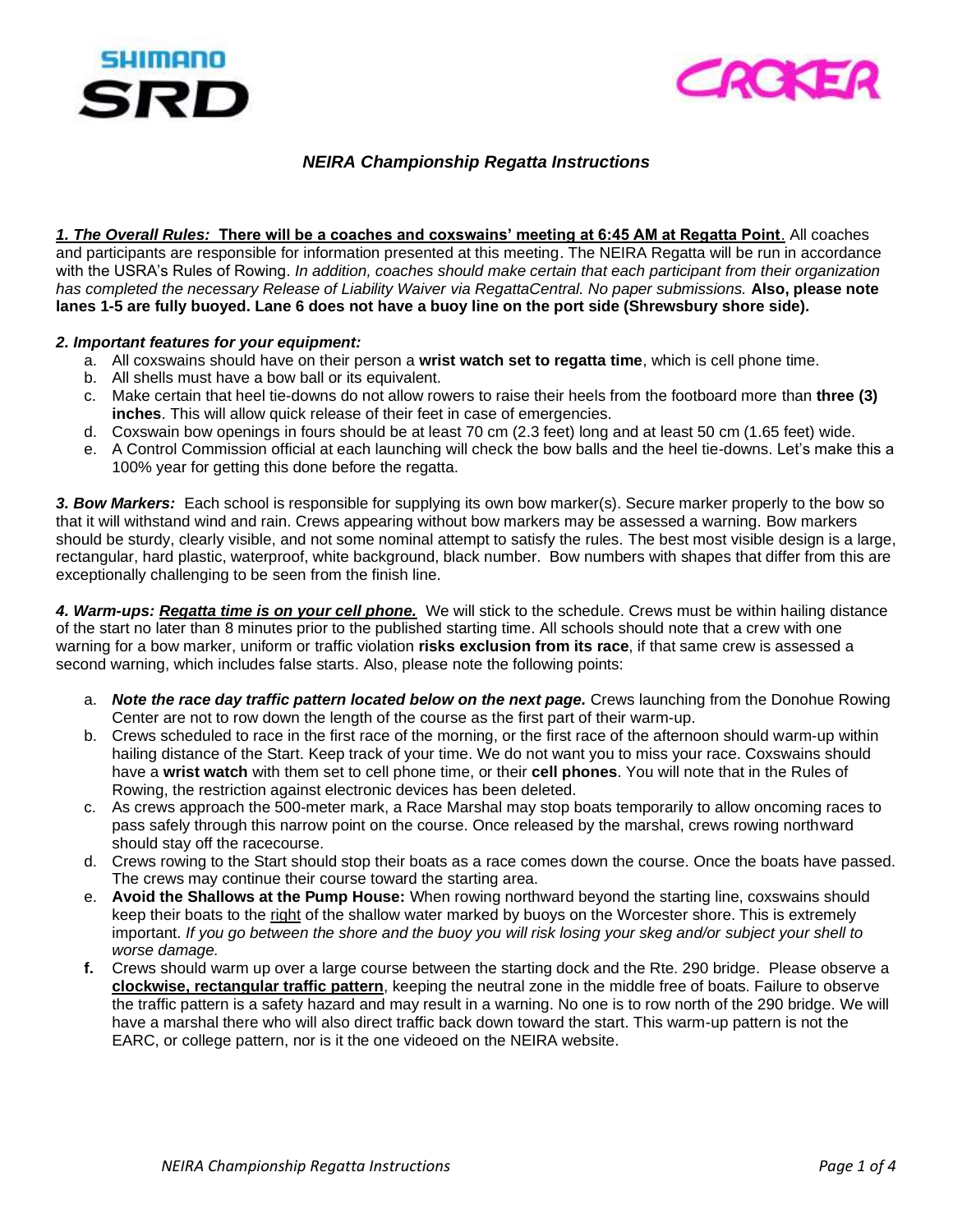SHIMANO SRD

CROKER

# *NEIRA Championship Regatta Instructions*

***1. The Overall Rules:*** **There will be a coaches and coxswains' meeting at 6:45 AM at Regatta Point**. All coaches and participants are responsible for information presented at this meeting. The NEIRA Regatta will be run in accordance with the USRA's Rules of Rowing. *In addition, coaches should make certain that each participant from their organization has completed the necessary Release of Liability Waiver via RegattaCentral. No paper submissions.* **Also, please note lanes 1-5 are fully buoyed. Lane 6 does not have a buoy line on the port side (Shrewsbury shore side).**

***2. Important features for your equipment:***

a. All coxswains should have on their person a **wrist watch set to regatta time**, which is cell phone time.
b. All shells must have a bow ball or its equivalent.
c. Make certain that heel tie-downs do not allow rowers to raise their heels from the footboard more than **three (3) inches**. This will allow quick release of their feet in case of emergencies.
d. Coxswain bow openings in fours should be at least 70 cm (2.3 feet) long and at least 50 cm (1.65 feet) wide.
e. A Control Commission official at each launching will check the bow balls and the heel tie-downs. Let's make this a 100% year for getting this done before the regatta.

***3. Bow Markers:*** Each school is responsible for supplying its own bow marker(s). Secure marker properly to the bow so that it will withstand wind and rain. Crews appearing without bow markers may be assessed a warning. Bow markers should be sturdy, clearly visible, and not some nominal attempt to satisfy the rules. The best most visible design is a large, rectangular, hard plastic, waterproof, white background, black number. Bow numbers with shapes that differ from this are exceptionally challenging to be seen from the finish line.

***4. Warm-ups: Regatta time is on your cell phone.*** We will stick to the schedule. Crews must be within hailing distance of the start no later than 8 minutes prior to the published starting time. All schools should note that a crew with one warning for a bow marker, uniform or traffic violation **risks exclusion from its race**, if that same crew is assessed a second warning, which includes false starts. Also, please note the following points:

a. ***Note the race day traffic pattern located below on the next page.*** Crews launching from the Donohue Rowing Center are not to row down the length of the course as the first part of their warm-up.
b. Crews scheduled to race in the first race of the morning, or the first race of the afternoon should warm-up within hailing distance of the Start. Keep track of your time. We do not want you to miss your race. Coxswains should have a **wrist watch** with them set to cell phone time, or their **cell phones**. You will note that in the Rules of Rowing, the restriction against electronic devices has been deleted.
c. As crews approach the 500-meter mark, a Race Marshal may stop boats temporarily to allow oncoming races to pass safely through this narrow point on the course. Once released by the marshal, crews rowing northward should stay off the racecourse.
d. Crews rowing to the Start should stop their boats as a race comes down the course. Once the boats have passed. The crews may continue their course toward the starting area.
e. **Avoid the Shallows at the Pump House:** When rowing northward beyond the starting line, coxswains should keep their boats to the right of the shallow water marked by buoys on the Worcester shore. This is extremely important. *If you go between the shore and the buoy you will risk losing your skeg and/or subject your shell to worse damage.*
**f.** Crews should warm up over a large course between the starting dock and the Rte. 290 bridge. Please observe a **clockwise, rectangular traffic pattern**, keeping the neutral zone in the middle free of boats. Failure to observe the traffic pattern is a safety hazard and may result in a warning. No one is to row north of the 290 bridge. We will have a marshal there who will also direct traffic back down toward the start. This warm-up pattern is not the EARC, or college pattern, nor is it the one videoed on the NEIRA website.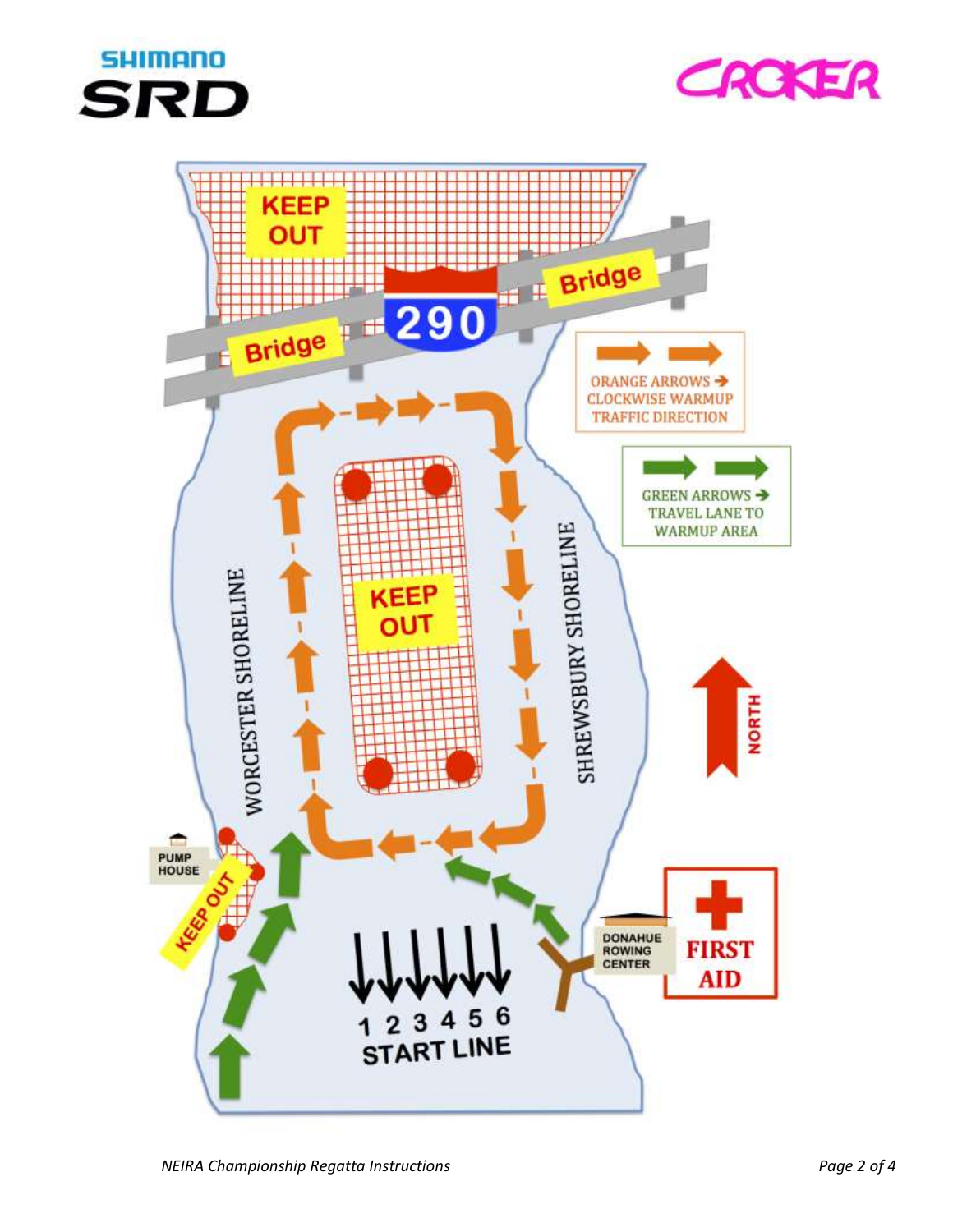SHIMANO SRD

CROKER

KEEP OUT

Bridge

290

Bridge

ORANGE ARROWS → CLOCKWISE WARMUP TRAFFIC DIRECTION

GREEN ARROWS → TRAVEL LANE TO WARMUP AREA

KEEP OUT

WORCESTER SHORELINE

SHREWSBURY SHORELINE

NORTH

PUMP HOUSE

KEEP OUT

DONAHUE ROWING CENTER

FIRST AID

1 2 3 4 5 6

START LINE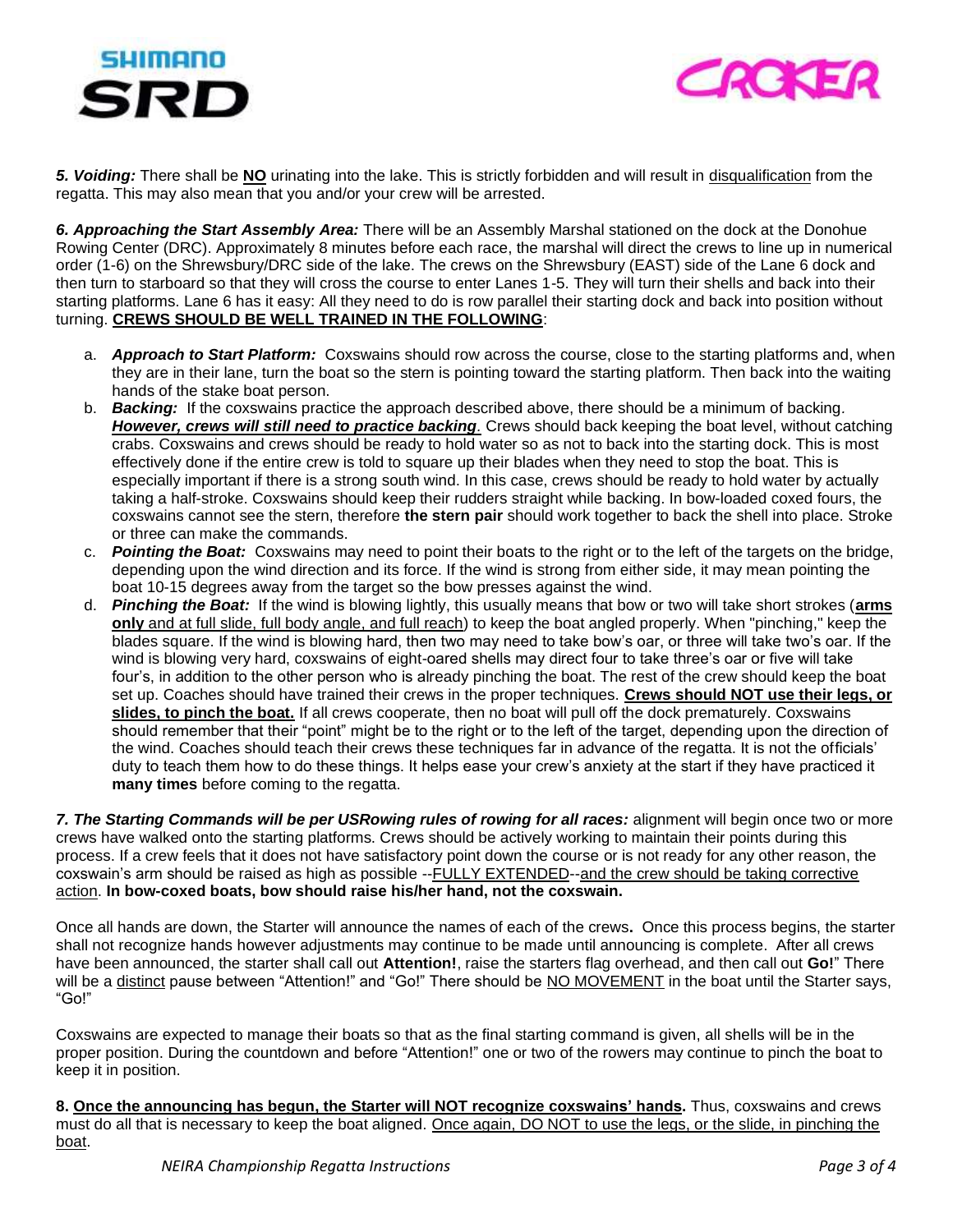*5. Voiding:* There shall be **NO** urinating into the lake. This is strictly forbidden and will result in disqualification from the regatta. This may also mean that you and/or your crew will be arrested.

*6. Approaching the Start Assembly Area:* There will be an Assembly Marshal stationed on the dock at the Donohue Rowing Center (DRC). Approximately 8 minutes before each race, the marshal will direct the crews to line up in numerical order (1-6) on the Shrewsbury/DRC side of the lake. The crews on the Shrewsbury (EAST) side of the Lane 6 dock and then turn to starboard so that they will cross the course to enter Lanes 1-5. They will turn their shells and back into their starting platforms. Lane 6 has it easy: All they need to do is row parallel their starting dock and back into position without turning. **CREWS SHOULD BE WELL TRAINED IN THE FOLLOWING**:

a. ***Approach to Start Platform:*** Coxswains should row across the course, close to the starting platforms and, when they are in their lane, turn the boat so the stern is pointing toward the starting platform. Then back into the waiting hands of the stake boat person.
b. ***Backing:*** If the coxswains practice the approach described above, there should be a minimum of backing. ***However, crews will still need to practice backing***. Crews should back keeping the boat level, without catching crabs. Coxswains and crews should be ready to hold water so as not to back into the starting dock. This is most effectively done if the entire crew is told to square up their blades when they need to stop the boat. This is especially important if there is a strong south wind. In this case, crews should be ready to hold water by actually taking a half-stroke. Coxswains should keep their rudders straight while backing. In bow-loaded coxed fours, the coxswains cannot see the stern, therefore **the stern pair** should work together to back the shell into place. Stroke or three can make the commands.
c. ***Pointing the Boat:*** Coxswains may need to point their boats to the right or to the left of the targets on the bridge, depending upon the wind direction and its force. If the wind is strong from either side, it may mean pointing the boat 10-15 degrees away from the target so the bow presses against the wind.
d. ***Pinching the Boat:*** If the wind is blowing lightly, this usually means that bow or two will take short strokes (**arms only** and at full slide, full body angle, and full reach) to keep the boat angled properly. When "pinching," keep the blades square. If the wind is blowing hard, then two may need to take bow's oar, or three will take two's oar. If the wind is blowing very hard, coxswains of eight-oared shells may direct four to take three's oar or five will take four's, in addition to the other person who is already pinching the boat. The rest of the crew should keep the boat set up. Coaches should have trained their crews in the proper techniques. **Crews should NOT use their legs, or slides, to pinch the boat.** If all crews cooperate, then no boat will pull off the dock prematurely. Coxswains should remember that their "point" might be to the right or to the left of the target, depending upon the direction of the wind. Coaches should teach their crews these techniques far in advance of the regatta. It is not the officials' duty to teach them how to do these things. It helps ease your crew's anxiety at the start if they have practiced it **many times** before coming to the regatta.

***7. The Starting Commands will be per USRowing rules of rowing for all races:*** alignment will begin once two or more crews have walked onto the starting platforms. Crews should be actively working to maintain their points during this process. If a crew feels that it does not have satisfactory point down the course or is not ready for any other reason, the coxswain's arm should be raised as high as possible --FULLY EXTENDED--and the crew should be taking corrective action. **In bow-coxed boats, bow should raise his/her hand, not the coxswain.**

Once all hands are down, the Starter will announce the names of each of the crews**.** Once this process begins, the starter shall not recognize hands however adjustments may continue to be made until announcing is complete. After all crews have been announced, the starter shall call out **Attention!**, raise the starters flag overhead, and then call out **Go!**" There will be a distinct pause between "Attention!" and "Go!" There should be NO MOVEMENT in the boat until the Starter says, "Go!"

Coxswains are expected to manage their boats so that as the final starting command is given, all shells will be in the proper position. During the countdown and before "Attention!" one or two of the rowers may continue to pinch the boat to keep it in position.

**8. Once the announcing has begun, the Starter will NOT recognize coxswains' hands.** Thus, coxswains and crews must do all that is necessary to keep the boat aligned. Once again, DO NOT to use the legs, or the slide, in pinching the boat.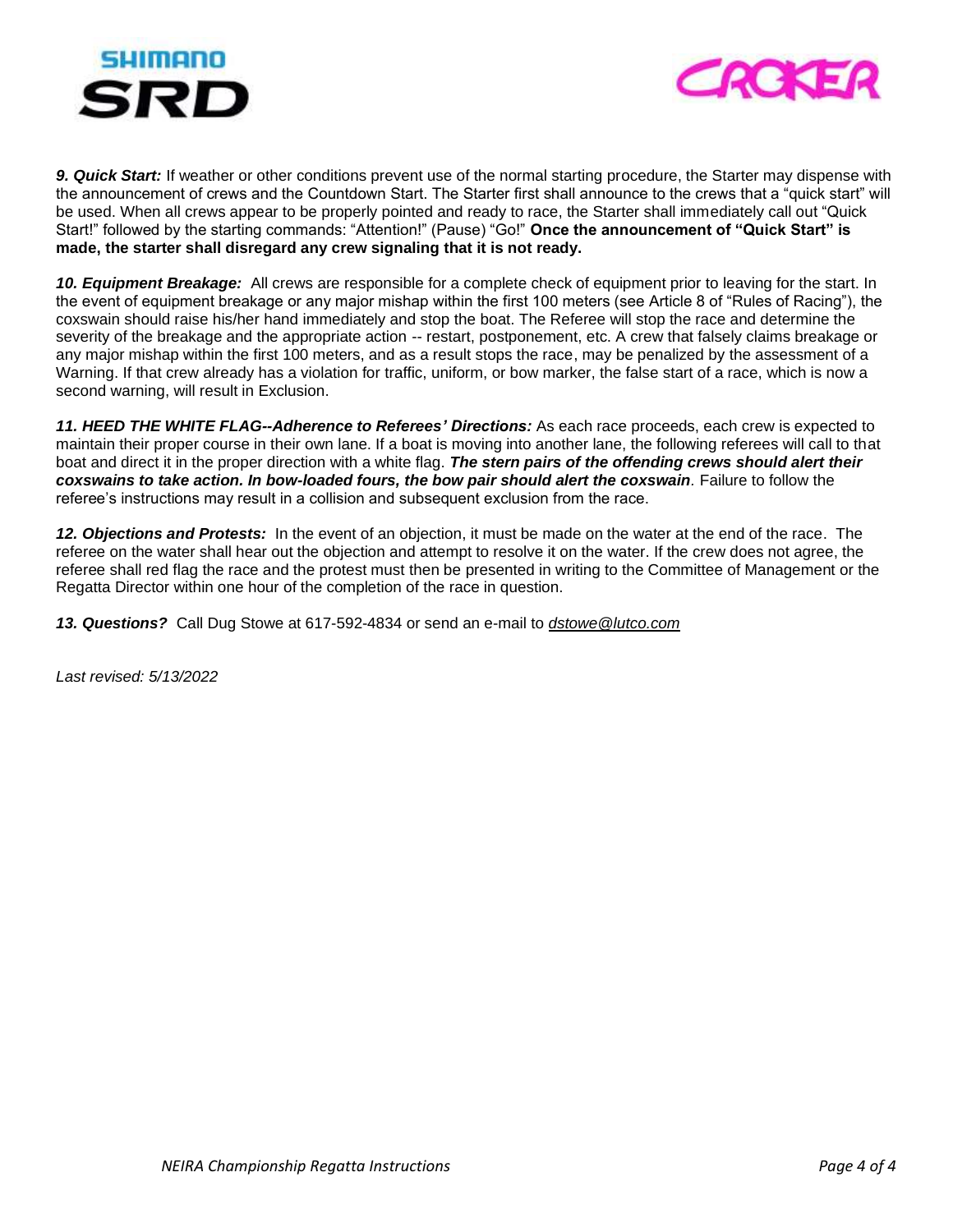***9. Quick Start:*** If weather or other conditions prevent use of the normal starting procedure, the Starter may dispense with the announcement of crews and the Countdown Start. The Starter first shall announce to the crews that a "quick start" will be used. When all crews appear to be properly pointed and ready to race, the Starter shall immediately call out "Quick Start!" followed by the starting commands: "Attention!" (Pause) "Go!" **Once the announcement of "Quick Start" is made, the starter shall disregard any crew signaling that it is not ready.**

***10. Equipment Breakage:*** All crews are responsible for a complete check of equipment prior to leaving for the start. In the event of equipment breakage or any major mishap within the first 100 meters (see Article 8 of "Rules of Racing"), the coxswain should raise his/her hand immediately and stop the boat. The Referee will stop the race and determine the severity of the breakage and the appropriate action -- restart, postponement, etc. A crew that falsely claims breakage or any major mishap within the first 100 meters, and as a result stops the race, may be penalized by the assessment of a Warning. If that crew already has a violation for traffic, uniform, or bow marker, the false start of a race, which is now a second warning, will result in Exclusion.

***11. HEED THE WHITE FLAG--Adherence to Referees' Directions:*** As each race proceeds, each crew is expected to maintain their proper course in their own lane. If a boat is moving into another lane, the following referees will call to that boat and direct it in the proper direction with a white flag. ***The stern pairs of the offending crews should alert their coxswains to take action. In bow-loaded fours, the bow pair should alert the coxswain***. Failure to follow the referee's instructions may result in a collision and subsequent exclusion from the race.

***12. Objections and Protests:*** In the event of an objection, it must be made on the water at the end of the race. The referee on the water shall hear out the objection and attempt to resolve it on the water. If the crew does not agree, the referee shall red flag the race and the protest must then be presented in writing to the Committee of Management or the Regatta Director within one hour of the completion of the race in question.

***13. Questions?*** Call Dug Stowe at 617-592-4834 or send an e-mail to *dstowe@lutco.com*

*Last revised: 5/13/2022*